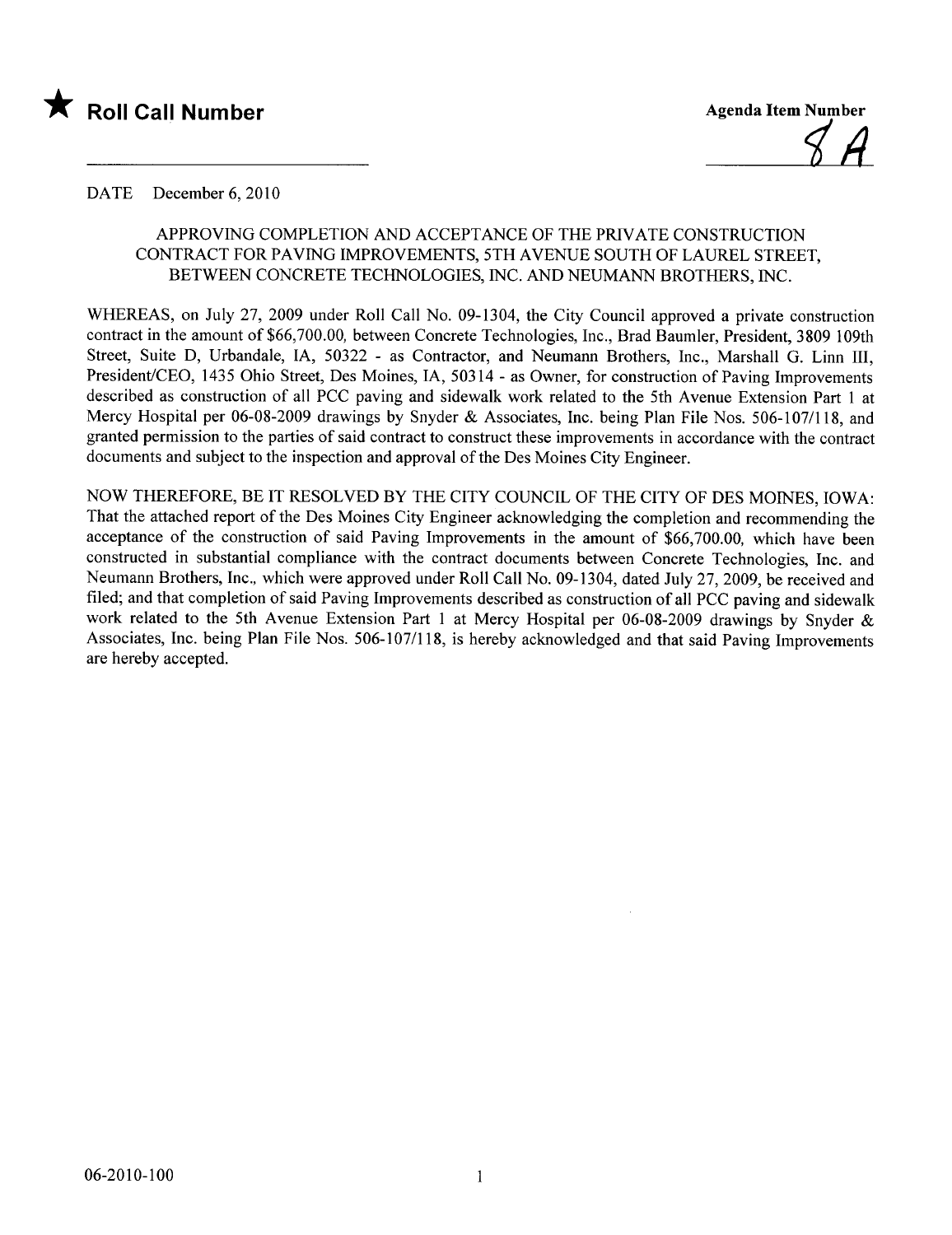★ **Roll Call Number**

**Agenda Item Number**

8A

DATE December 6, 2010

APPROVING COMPLETION AND ACCEPTANCE OF THE PRIVATE CONSTRUCTION CONTRACT FOR PAVING IMPROVEMENTS, 5TH AVENUE SOUTH OF LAUREL STREET, BETWEEN CONCRETE TECHNOLOGIES, INC. AND NEUMANN BROTHERS, INC.

WHEREAS, on July 27, 2009 under Roll Call No. 09-1304, the City Council approved a private construction contract in the amount of $66,700.00, between Concrete Technologies, Inc., Brad Baumler, President, 3809 109th Street, Suite D, Urbandale, IA, 50322 - as Contractor, and Neumann Brothers, Inc., Marshall G. Linn III, President/CEO, 1435 Ohio Street, Des Moines, IA, 50314 - as Owner, for construction of Paving Improvements described as construction of all PCC paving and sidewalk work related to the 5th Avenue Extension Part 1 at Mercy Hospital per 06-08-2009 drawings by Snyder & Associates, Inc. being Plan File Nos. 506-107/118, and granted permission to the parties of said contract to construct these improvements in accordance with the contract documents and subject to the inspection and approval of the Des Moines City Engineer.

NOW THEREFORE, BE IT RESOLVED BY THE CITY COUNCIL OF THE CITY OF DES MOINES, IOWA: That the attached report of the Des Moines City Engineer acknowledging the completion and recommending the acceptance of the construction of said Paving Improvements in the amount of $66,700.00, which have been constructed in substantial compliance with the contract documents between Concrete Technologies, Inc. and Neumann Brothers, Inc., which were approved under Roll Call No. 09-1304, dated July 27, 2009, be received and filed; and that completion of said Paving Improvements described as construction of all PCC paving and sidewalk work related to the 5th Avenue Extension Part 1 at Mercy Hospital per 06-08-2009 drawings by Snyder & Associates, Inc. being Plan File Nos. 506-107/118, is hereby acknowledged and that said Paving Improvements are hereby accepted.

06-2010-100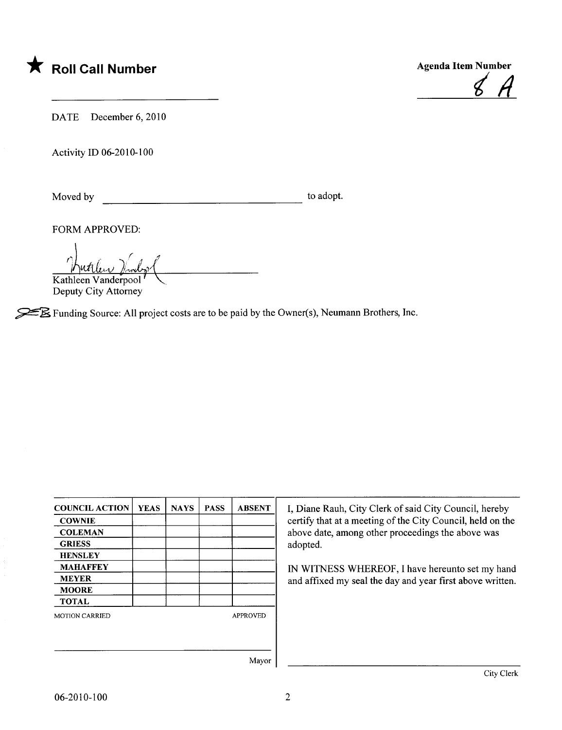★ **Roll Call Number**

______________________

**Agenda Item Number**

8 A

DATE December 6, 2010

Activity ID 06-2010-100

Moved by ______________________ to adopt.

FORM APPROVED:

Kathleen Vanderpool
Deputy City Attorney

Funding Source: All project costs are to be paid by the Owner(s), Neumann Brothers, Inc.

| COUNCIL ACTION | YEAS | NAYS | PASS | ABSENT |
|---|---|---|---|---|
| COWNIE | | | | |
| COLEMAN | | | | |
| GRIESS | | | | |
| HENSLEY | | | | |
| MAHAFFEY | | | | |
| MEYER | | | | |
| MOORE | | | | |
| TOTAL | | | | |

MOTION CARRIED APPROVED

______________________ Mayor

I, Diane Rauh, City Clerk of said City Council, hereby certify that at a meeting of the City Council, held on the above date, among other proceedings the above was adopted.

IN WITNESS WHEREOF, I have hereunto set my hand and affixed my seal the day and year first above written.

______________________ City Clerk

06-2010-100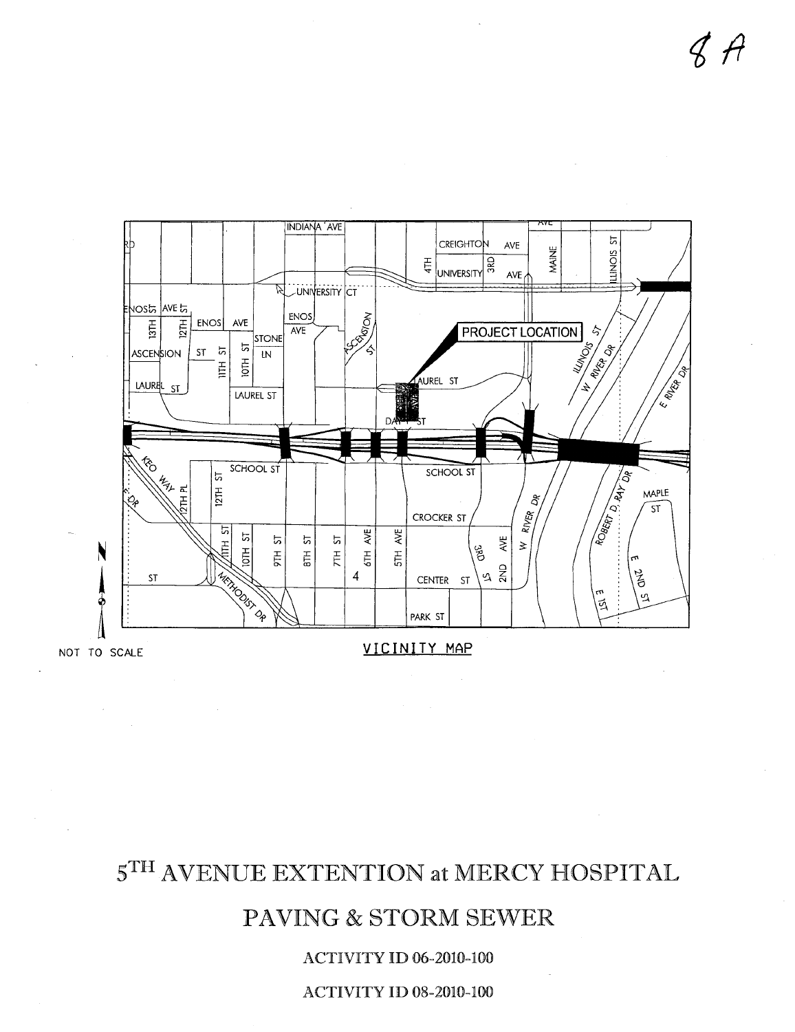8 A

NOT TO SCALE

VICINITY MAP

# 5TH AVENUE EXTENTION at MERCY HOSPITAL

## PAVING & STORM SEWER

ACTIVITY ID 06-2010-100

ACTIVITY ID 08-2010-100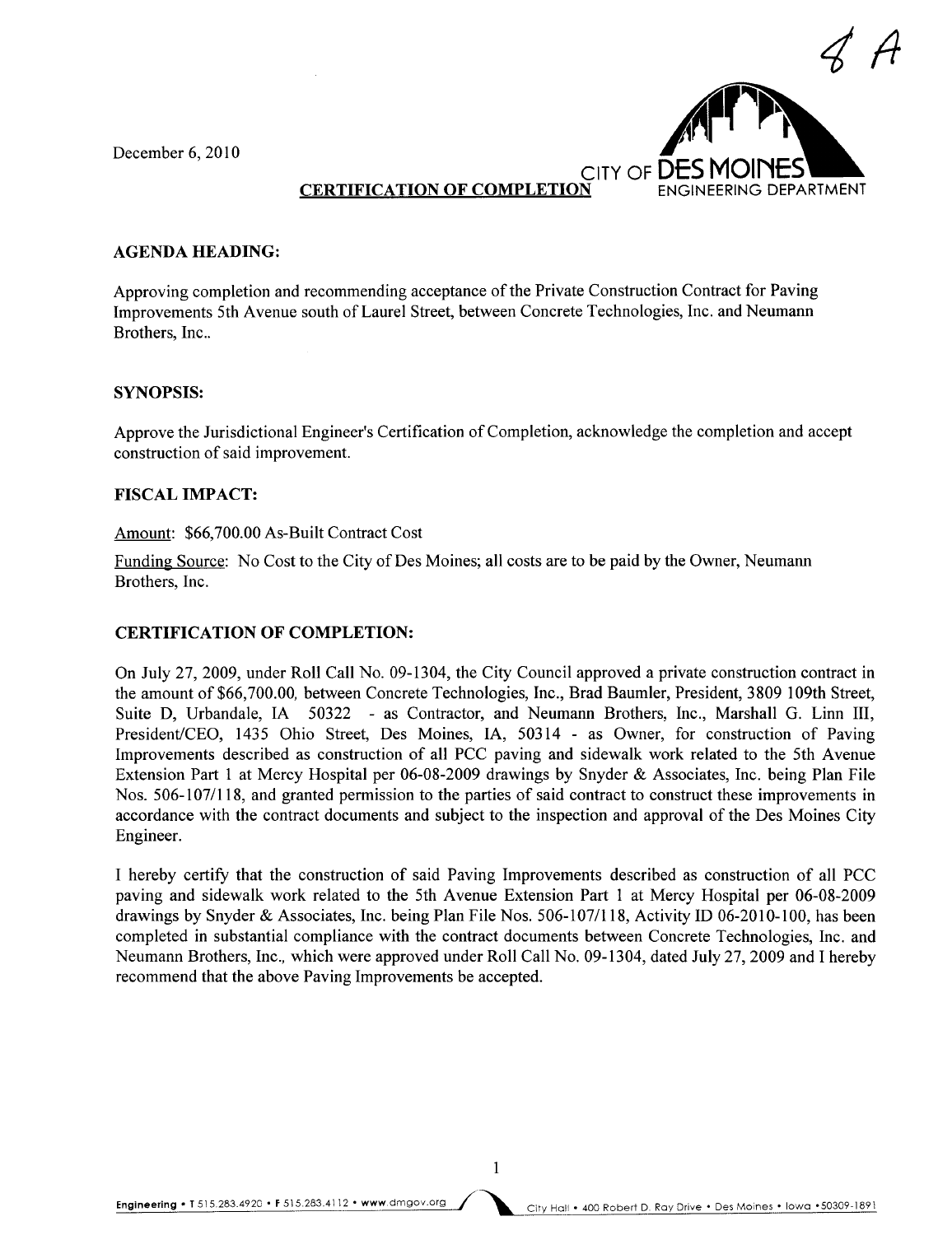4 A

December 6, 2010

CITY OF DES MOINES
ENGINEERING DEPARTMENT

**CERTIFICATION OF COMPLETION**

## AGENDA HEADING:

Approving completion and recommending acceptance of the Private Construction Contract for Paving Improvements 5th Avenue south of Laurel Street, between Concrete Technologies, Inc. and Neumann Brothers, Inc..

## SYNOPSIS:

Approve the Jurisdictional Engineer's Certification of Completion, acknowledge the completion and accept construction of said improvement.

## FISCAL IMPACT:

Amount: $66,700.00 As-Built Contract Cost

Funding Source: No Cost to the City of Des Moines; all costs are to be paid by the Owner, Neumann Brothers, Inc.

## CERTIFICATION OF COMPLETION:

On July 27, 2009, under Roll Call No. 09-1304, the City Council approved a private construction contract in the amount of $66,700.00, between Concrete Technologies, Inc., Brad Baumler, President, 3809 109th Street, Suite D, Urbandale, IA 50322 - as Contractor, and Neumann Brothers, Inc., Marshall G. Linn III, President/CEO, 1435 Ohio Street, Des Moines, IA, 50314 - as Owner, for construction of Paving Improvements described as construction of all PCC paving and sidewalk work related to the 5th Avenue Extension Part 1 at Mercy Hospital per 06-08-2009 drawings by Snyder & Associates, Inc. being Plan File Nos. 506-107/118, and granted permission to the parties of said contract to construct these improvements in accordance with the contract documents and subject to the inspection and approval of the Des Moines City Engineer.

I hereby certify that the construction of said Paving Improvements described as construction of all PCC paving and sidewalk work related to the 5th Avenue Extension Part 1 at Mercy Hospital per 06-08-2009 drawings by Snyder & Associates, Inc. being Plan File Nos. 506-107/118, Activity ID 06-2010-100, has been completed in substantial compliance with the contract documents between Concrete Technologies, Inc. and Neumann Brothers, Inc., which were approved under Roll Call No. 09-1304, dated July 27, 2009 and I hereby recommend that the above Paving Improvements be accepted.

Engineering • T 515.283.4920 • F 515.283.4112 • www.dmgov.org City Hall • 400 Robert D. Ray Drive • Des Moines • Iowa • 50309-1891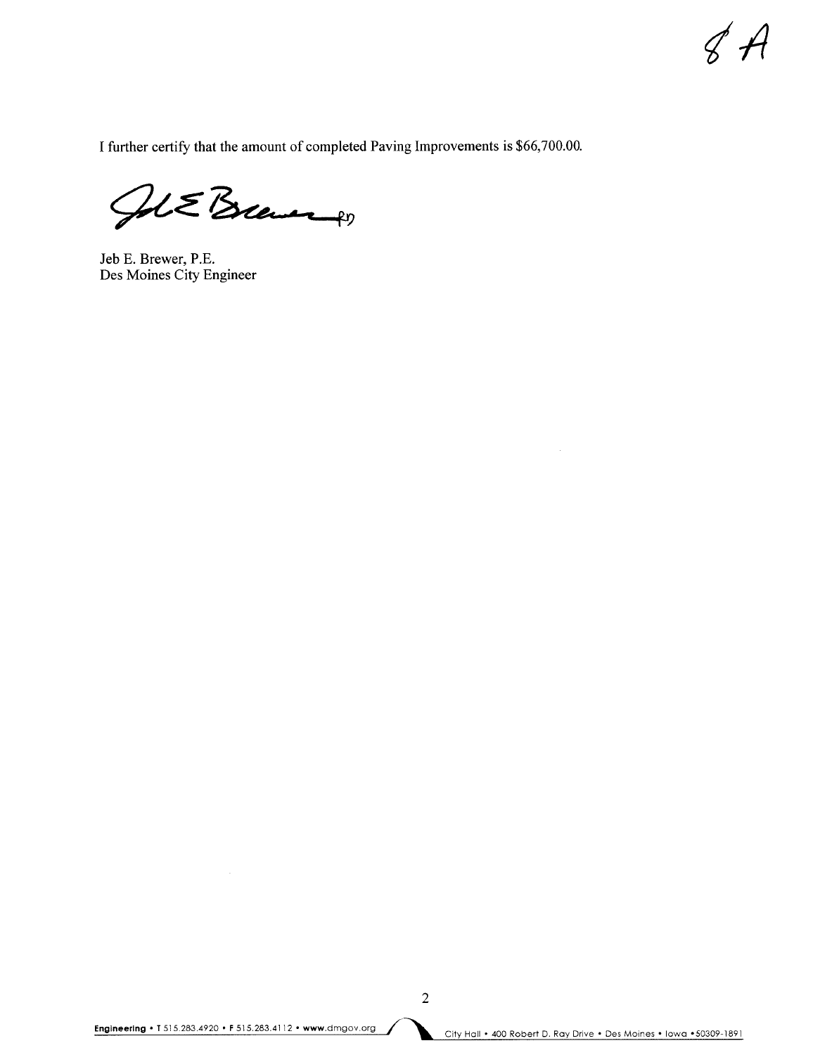8 A

I further certify that the amount of completed Paving Improvements is $66,700.00.

Jeb E. Brewer, P.E.
Des Moines City Engineer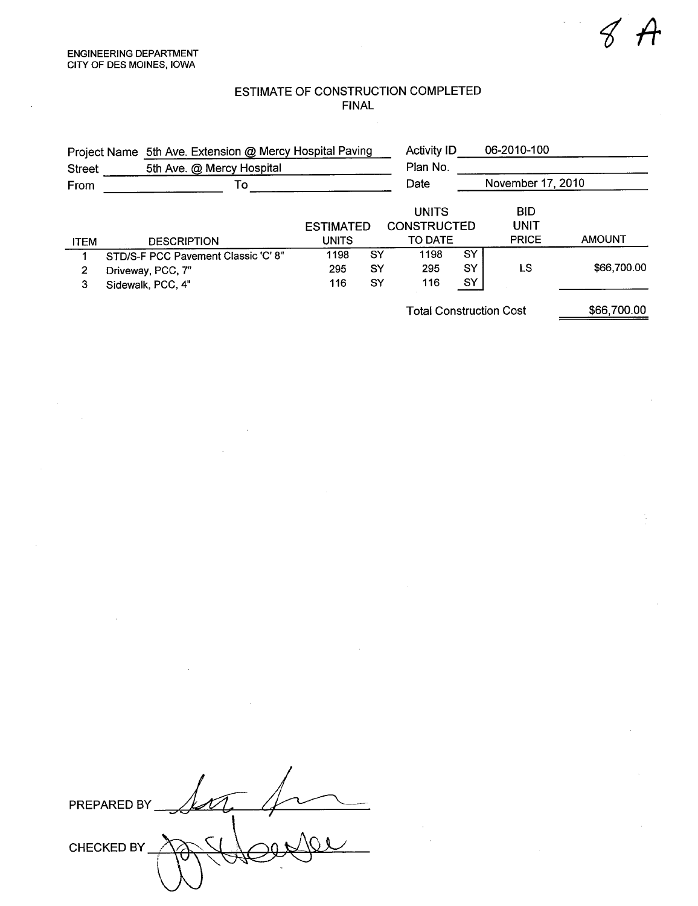8 A

ENGINEERING DEPARTMENT
CITY OF DES MOINES, IOWA

# ESTIMATE OF CONSTRUCTION COMPLETED
## FINAL

Project Name 5th Ave. Extension @ Mercy Hospital Paving
Street 5th Ave. @ Mercy Hospital
From ________ To ________

Activity ID 06-2010-100
Plan No. ________
Date November 17, 2010

| ITEM | DESCRIPTION | ESTIMATED UNITS | | UNITS CONSTRUCTED TO DATE | | BID UNIT PRICE | AMOUNT |
|---|---|---|---|---|---|---|---|
| 1 | STD/S-F PCC Pavement Classic 'C' 8" | 1198 | SY | 1198 | SY | | |
| 2 | Driveway, PCC, 7" | 295 | SY | 295 | SY | LS | $66,700.00 |
| 3 | Sidewalk, PCC, 4" | 116 | SY | 116 | SY | | |

Total Construction Cost $66,700.00

PREPARED BY ____________

CHECKED BY ____________